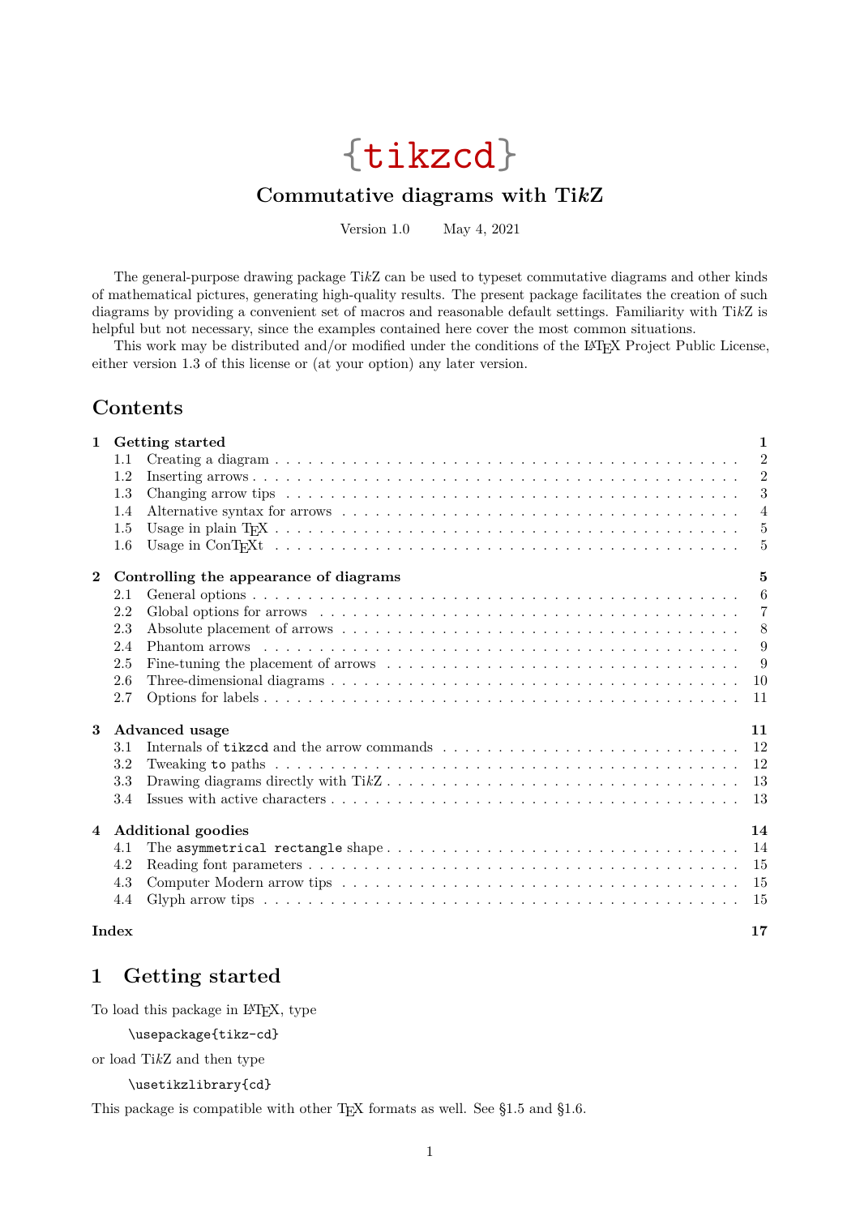# {tikzcd}

## Commutative diagrams with Ti*k*Z

Version 1.0    May 4, 2021

The general-purpose drawing package Ti*k*Z can be used to typeset commutative diagrams and other kinds of mathematical pictures, generating high-quality results. The present package facilitates the creation of such diagrams by providing a convenient set of macros and reasonable default settings. Familiarity with Ti*k*Z is helpful but not necessary, since the examples contained here cover the most common situations.

This work may be distributed and/or modified under the conditions of the LaTeX Project Public License, either version 1.3 of this license or (at your option) any later version.

## Contents

**1 Getting started** — **1**
- 1.1 Creating a diagram — 2
- 1.2 Inserting arrows — 2
- 1.3 Changing arrow tips — 3
- 1.4 Alternative syntax for arrows — 4
- 1.5 Usage in plain TeX — 5
- 1.6 Usage in ConTeXt — 5

**2 Controlling the appearance of diagrams** — **5**
- 2.1 General options — 6
- 2.2 Global options for arrows — 7
- 2.3 Absolute placement of arrows — 8
- 2.4 Phantom arrows — 9
- 2.5 Fine-tuning the placement of arrows — 9
- 2.6 Three-dimensional diagrams — 10
- 2.7 Options for labels — 11

**3 Advanced usage** — **11**
- 3.1 Internals of `tikzcd` and the arrow commands — 12
- 3.2 Tweaking `to` paths — 12
- 3.3 Drawing diagrams directly with Ti*k*Z — 13
- 3.4 Issues with active characters — 13

**4 Additional goodies** — **14**
- 4.1 The `asymmetrical rectangle` shape — 14
- 4.2 Reading font parameters — 15
- 4.3 Computer Modern arrow tips — 15
- 4.4 Glyph arrow tips — 15

**Index** — **17**

## 1 Getting started

To load this package in LaTeX, type

```
\usepackage{tikz-cd}
```

or load Ti*k*Z and then type

```
\usetikzlibrary{cd}
```

This package is compatible with other TeX formats as well. See §1.5 and §1.6.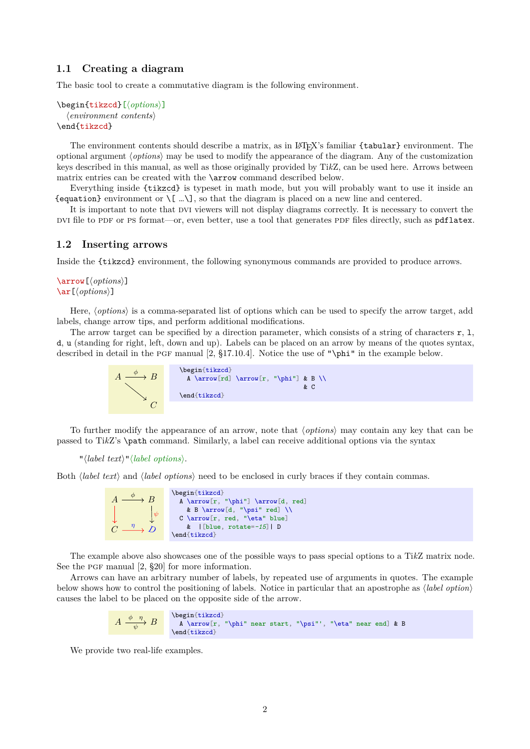## 1.1 Creating a diagram

The basic tool to create a commutative diagram is the following environment.

```
\begin{tikzcd}[⟨options⟩]
  ⟨environment contents⟩
\end{tikzcd}
```

The environment contents should describe a matrix, as in LaTeX's familiar `{tabular}` environment. The optional argument ⟨*options*⟩ may be used to modify the appearance of the diagram. Any of the customization keys described in this manual, as well as those originally provided by Ti*k*Z, can be used here. Arrows between matrix entries can be created with the `\arrow` command described below.

Everything inside `{tikzcd}` is typeset in math mode, but you will probably want to use it inside an `{equation}` environment or `\[ … \]`, so that the diagram is placed on a new line and centered.

It is important to note that DVI viewers will not display diagrams correctly. It is necessary to convert the DVI file to PDF or PS format—or, even better, use a tool that generates PDF files directly, such as `pdflatex`.

## 1.2 Inserting arrows

Inside the `{tikzcd}` environment, the following synonymous commands are provided to produce arrows.

```
\arrow[⟨options⟩]
\ar[⟨options⟩]
```

Here, ⟨*options*⟩ is a comma-separated list of options which can be used to specify the arrow target, add labels, change arrow tips, and perform additional modifications.

The arrow target can be specified by a direction parameter, which consists of a string of characters `r`, `l`, `d`, `u` (standing for right, left, down and up). Labels can be placed on an arrow by means of the quotes syntax, described in detail in the PGF manual [2, §17.10.4]. Notice the use of `"\phi"` in the example below.

```
\begin{tikzcd}
  A \arrow[rd] \arrow[r, "\phi"] & B \\
                                 & C
\end{tikzcd}
```

To further modify the appearance of an arrow, note that ⟨*options*⟩ may contain any key that can be passed to Ti*k*Z's `\path` command. Similarly, a label can receive additional options via the syntax

`"⟨label text⟩"⟨label options⟩`.

Both ⟨*label text*⟩ and ⟨*label options*⟩ need to be enclosed in curly braces if they contain commas.

```
\begin{tikzcd}
  A \arrow[r, "\phi"] \arrow[d, red]
    & B \arrow[d, "\psi" red] \\
  C \arrow[r, red, "\eta" blue]
    & |[blue, rotate=-15]| D
\end{tikzcd}
```

The example above also showcases one of the possible ways to pass special options to a Ti*k*Z matrix node. See the PGF manual [2, §20] for more information.

Arrows can have an arbitrary number of labels, by repeated use of arguments in quotes. The example below shows how to control the positioning of labels. Notice in particular that an apostrophe as ⟨*label option*⟩ causes the label to be placed on the opposite side of the arrow.

```
\begin{tikzcd}
  A \arrow[r, "\phi" near start, "\psi"', "\eta" near end] & B
\end{tikzcd}
```

We provide two real-life examples.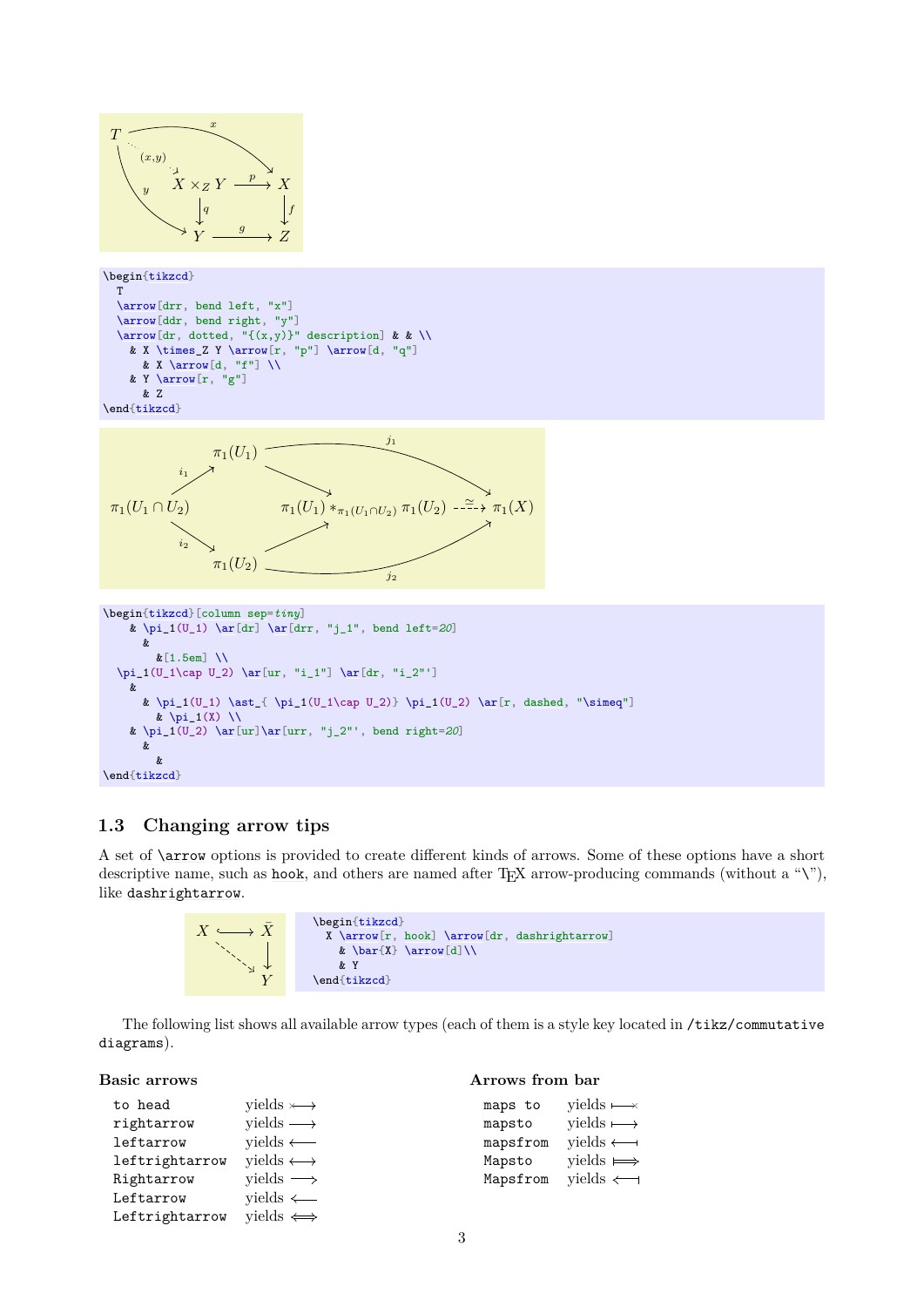```
\begin{tikzcd}
  T
  \arrow[drr, bend left, "x"]
  \arrow[ddr, bend right, "y"]
  \arrow[dr, dotted, "{(x,y)}" description] & & \\
    & X \times_Z Y \arrow[r, "p"] \arrow[d, "q"]
      & X \arrow[d, "f"] \\
    & Y \arrow[r, "g"]
      & Z
\end{tikzcd}
```

```
\begin{tikzcd}[column sep=tiny]
    & \pi_1(U_1) \ar[dr] \ar[drr, "j_1", bend left=20]
      &
        &[1.5em] \\
  \pi_1(U_1\cap U_2) \ar[ur, "i_1"] \ar[dr, "i_2"']
    &
      & \pi_1(U_1) \ast_{ \pi_1(U_1\cap U_2)} \pi_1(U_2) \ar[r, dashed, "\simeq"]
        & \pi_1(X) \\
    & \pi_1(U_2) \ar[ur]\ar[urr, "j_2"', bend right=20]
      &
        &
\end{tikzcd}
```

### 1.3 Changing arrow tips

A set of `\arrow` options is provided to create different kinds of arrows. Some of these options have a short descriptive name, such as `hook`, and others are named after TeX arrow-producing commands (without a "\"), like `dashrightarrow`.

```
\begin{tikzcd}
  X \arrow[r, hook] \arrow[dr, dashrightarrow]
    & \bar{X} \arrow[d]\\
    & Y
\end{tikzcd}
```

The following list shows all available arrow types (each of them is a style key located in `/tikz/commutative diagrams`).

**Basic arrows**

| | |
|---|---|
| `to head` | yields $\rightarrowtail$ |
| `rightarrow` | yields $\longrightarrow$ |
| `leftarrow` | yields $\longleftarrow$ |
| `leftrightarrow` | yields $\longleftrightarrow$ |
| `Rightarrow` | yields $\Longrightarrow$ |
| `Leftarrow` | yields $\Longleftarrow$ |
| `Leftrightarrow` | yields $\Longleftrightarrow$ |

**Arrows from bar**

| | |
|---|---|
| `maps to` | yields $\longmapsto$ |
| `mapsto` | yields $\longmapsto$ |
| `mapsfrom` | yields $\longleftarrow\!\!|$ |
| `Mapsto` | yields $\Longmapsto$ |
| `Mapsfrom` | yields $\Longleftarrow\!|$ |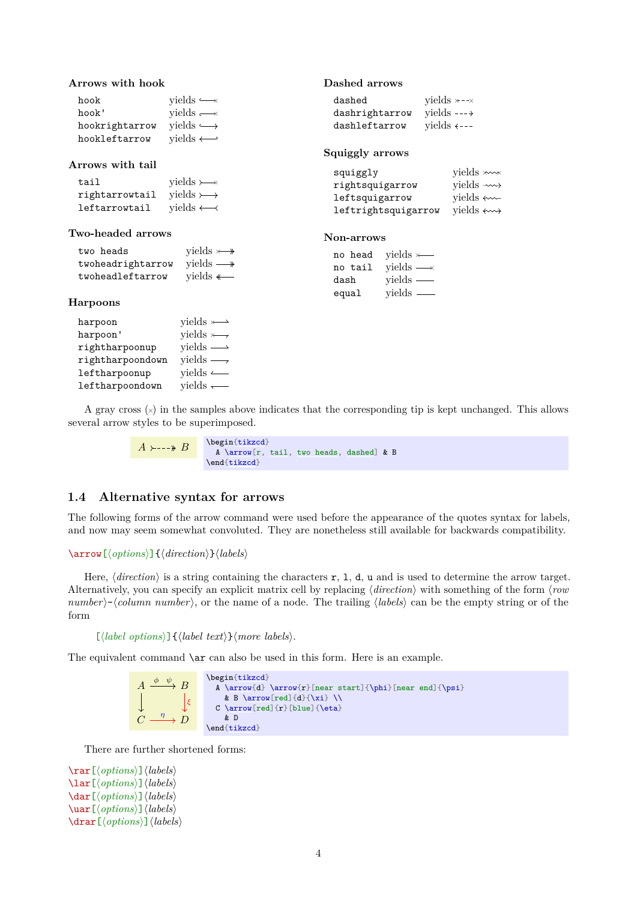#### Arrows with hook

| | |
|---|---|
| `hook` | yields ↩× |
| `hook'` | yields ↪× |
| `hookrightarrow` | yields ↪ |
| `hookleftarrow` | yields ↩ |

#### Arrows with tail

| | |
|---|---|
| `tail` | yields ↣× |
| `rightarrowtail` | yields ↣ |
| `leftarrowtail` | yields ↢ |

#### Two-headed arrows

| | |
|---|---|
| `two heads` | yields ×↠ |
| `twoheadrightarrow` | yields ↠ |
| `twoheadleftarrow` | yields ↞ |

#### Harpoons

| | |
|---|---|
| `harpoon` | yields ×⇀ |
| `harpoon'` | yields ×⇁ |
| `rightharpoonup` | yields ⇀ |
| `rightharpoondown` | yields ⇁ |
| `leftharpoonup` | yields ↼ |
| `leftharpoondown` | yields ↽ |

#### Dashed arrows

| | |
|---|---|
| `dashed` | yields ×--× |
| `dashrightarrow` | yields ⇢ |
| `dashleftarrow` | yields ⇠ |

#### Squiggly arrows

| | |
|---|---|
| `squiggly` | yields ×⇝× |
| `rightsquigarrow` | yields ⇝ |
| `leftsquigarrow` | yields ⇜ |
| `leftrightsquigarrow` | yields ↭ |

#### Non-arrows

| | |
|---|---|
| `no head` | yields ×— |
| `no tail` | yields —× |
| `dash` | yields — |
| `equal` | yields = |

A gray cross (×) in the samples above indicates that the corresponding tip is kept unchanged. This allows several arrow styles to be superimposed.

```
\begin{tikzcd}
  A \arrow[r, tail, two heads, dashed] & B
\end{tikzcd}
```

## 1.4 Alternative syntax for arrows

The following forms of the arrow command were used before the appearance of the quotes syntax for labels, and now may seem somewhat convoluted. They are nonetheless still available for backwards compatibility.

`\arrow[⟨options⟩]{⟨direction⟩}⟨labels⟩`

Here, ⟨*direction*⟩ is a string containing the characters `r`, `l`, `d`, `u` and is used to determine the arrow target. Alternatively, you can specify an explicit matrix cell by replacing ⟨*direction*⟩ with something of the form ⟨*row number*⟩`-`⟨*column number*⟩, or the name of a node. The trailing ⟨*labels*⟩ can be the empty string or of the form

`[⟨label options⟩]{⟨label text⟩}⟨more labels⟩`.

The equivalent command `\ar` can also be used in this form. Here is an example.

```
\begin{tikzcd}
  A \arrow{d} \arrow{r}[near start]{\phi}[near end]{\psi}
    & B \arrow[red]{d}{\xi} \\
  C \arrow[red]{r}[blue]{\eta}
    & D
\end{tikzcd}
```

There are further shortened forms:

`\rar[⟨options⟩]⟨labels⟩`
`\lar[⟨options⟩]⟨labels⟩`
`\dar[⟨options⟩]⟨labels⟩`
`\uar[⟨options⟩]⟨labels⟩`
`\drar[⟨options⟩]⟨labels⟩`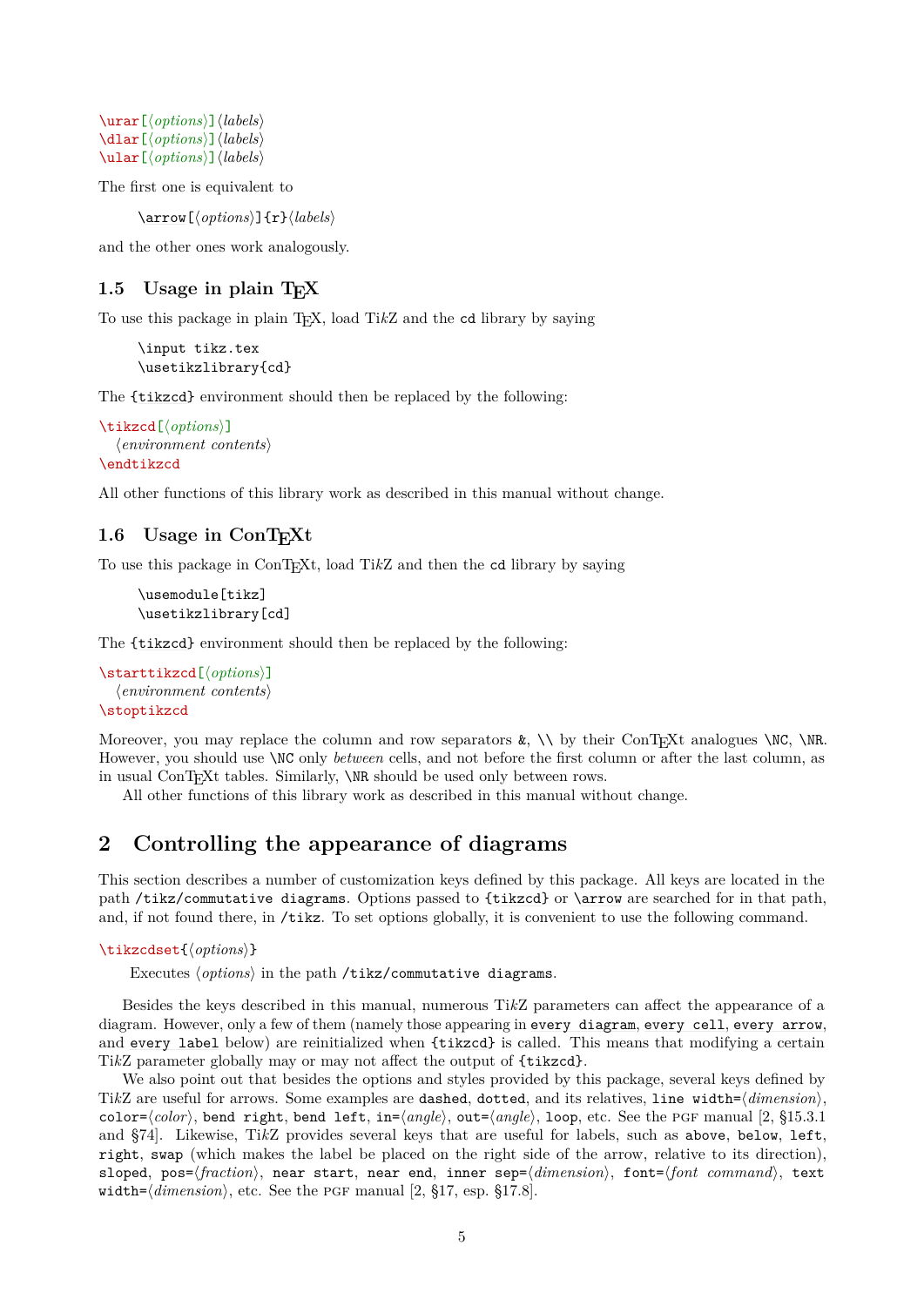```
\urar[⟨options⟩]⟨labels⟩
\dlar[⟨options⟩]⟨labels⟩
\ular[⟨options⟩]⟨labels⟩
```

The first one is equivalent to

```
\arrow[⟨options⟩]{r}⟨labels⟩
```

and the other ones work analogously.

### 1.5 Usage in plain TEX

To use this package in plain TEX, load Ti*k*Z and the `cd` library by saying

```
\input tikz.tex
\usetikzlibrary{cd}
```

The `{tikzcd}` environment should then be replaced by the following:

```
\tikzcd[⟨options⟩]
  ⟨environment contents⟩
\endtikzcd
```

All other functions of this library work as described in this manual without change.

### 1.6 Usage in ConTEXt

To use this package in ConTEXt, load Ti*k*Z and then the `cd` library by saying

```
\usemodule[tikz]
\usetikzlibrary[cd]
```

The `{tikzcd}` environment should then be replaced by the following:

```
\starttikzcd[⟨options⟩]
  ⟨environment contents⟩
\stoptikzcd
```

Moreover, you may replace the column and row separators `&`, `\\` by their ConTEXt analogues `\NC`, `\NR`. However, you should use `\NC` only *between* cells, and not before the first column or after the last column, as in usual ConTEXt tables. Similarly, `\NR` should be used only between rows.

All other functions of this library work as described in this manual without change.

## 2 Controlling the appearance of diagrams

This section describes a number of customization keys defined by this package. All keys are located in the path `/tikz/commutative diagrams`. Options passed to `{tikzcd}` or `\arrow` are searched for in that path, and, if not found there, in `/tikz`. To set options globally, it is convenient to use the following command.

```
\tikzcdset{⟨options⟩}
```

Executes ⟨*options*⟩ in the path `/tikz/commutative diagrams`.

Besides the keys described in this manual, numerous Ti*k*Z parameters can affect the appearance of a diagram. However, only a few of them (namely those appearing in `every diagram`, `every cell`, `every arrow`, and `every label` below) are reinitialized when `{tikzcd}` is called. This means that modifying a certain Ti*k*Z parameter globally may or may not affect the output of `{tikzcd}`.

We also point out that besides the options and styles provided by this package, several keys defined by Ti*k*Z are useful for arrows. Some examples are `dashed`, `dotted`, and its relatives, `line width=`⟨*dimension*⟩, `color=`⟨*color*⟩, `bend right`, `bend left`, `in=`⟨*angle*⟩, `out=`⟨*angle*⟩, `loop`, etc. See the PGF manual [2, §15.3.1 and §74]. Likewise, Ti*k*Z provides several keys that are useful for labels, such as `above`, `below`, `left`, `right`, `swap` (which makes the label be placed on the right side of the arrow, relative to its direction), `sloped`, `pos=`⟨*fraction*⟩, `near start`, `near end`, `inner sep=`⟨*dimension*⟩, `font=`⟨*font command*⟩, `text width=`⟨*dimension*⟩, etc. See the PGF manual [2, §17, esp. §17.8].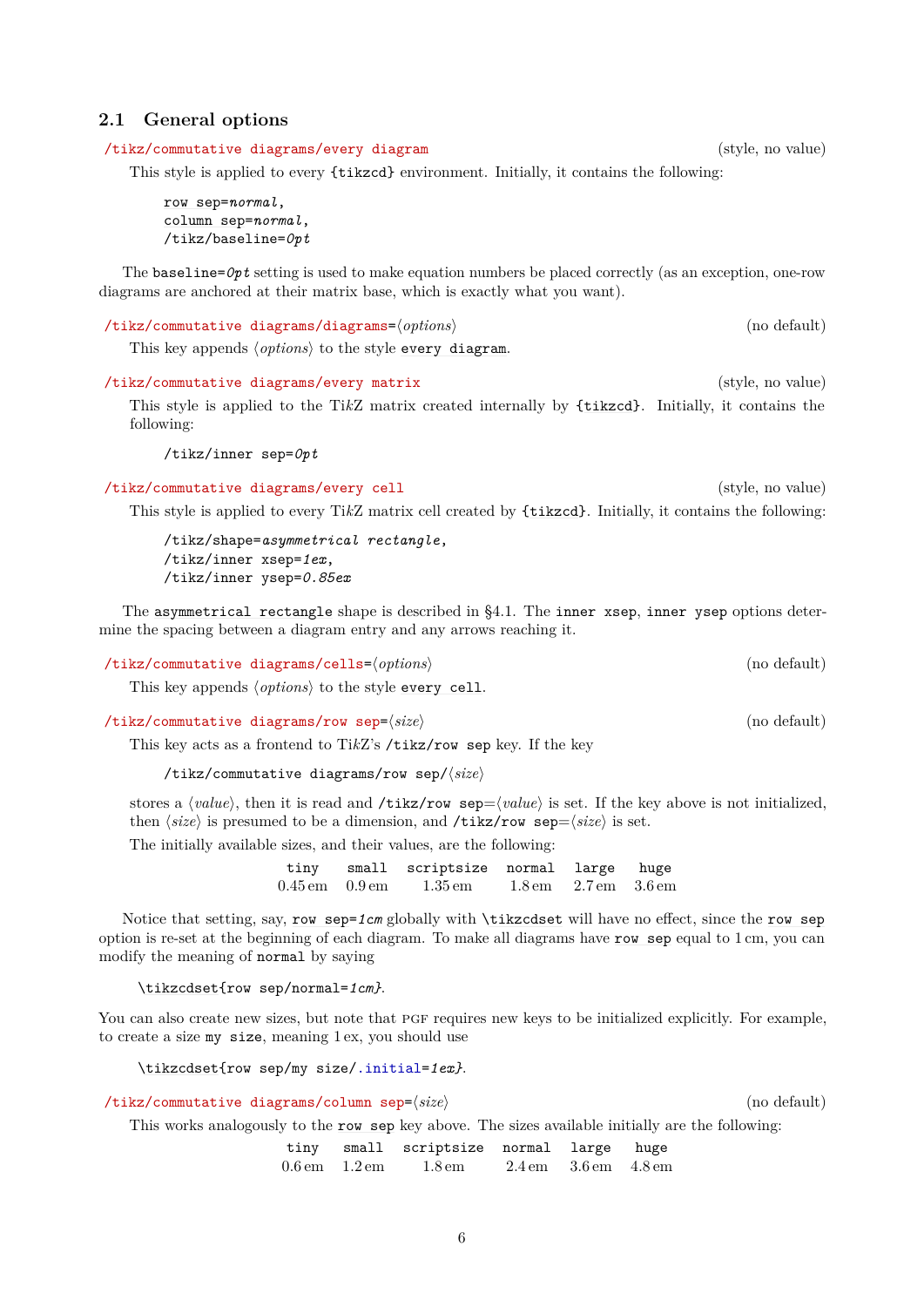## 2.1 General options

`/tikz/commutative diagrams/every diagram` (style, no value)

This style is applied to every `{tikzcd}` environment. Initially, it contains the following:

```
row sep=normal,
column sep=normal,
/tikz/baseline=0pt
```

The `baseline=0pt` setting is used to make equation numbers be placed correctly (as an exception, one-row diagrams are anchored at their matrix base, which is exactly what you want).

`/tikz/commutative diagrams/diagrams=⟨options⟩` (no default)

This key appends ⟨*options*⟩ to the style `every diagram`.

`/tikz/commutative diagrams/every matrix` (style, no value)

This style is applied to the Ti*k*Z matrix created internally by `{tikzcd}`. Initially, it contains the following:

```
/tikz/inner sep=0pt
```

`/tikz/commutative diagrams/every cell` (style, no value)

This style is applied to every Ti*k*Z matrix cell created by `{tikzcd}`. Initially, it contains the following:

```
/tikz/shape=asymmetrical rectangle,
/tikz/inner xsep=1ex,
/tikz/inner ysep=0.85ex
```

The `asymmetrical rectangle` shape is described in §4.1. The `inner xsep`, `inner ysep` options determine the spacing between a diagram entry and any arrows reaching it.

`/tikz/commutative diagrams/cells=⟨options⟩` (no default)

This key appends ⟨*options*⟩ to the style `every cell`.

`/tikz/commutative diagrams/row sep=⟨size⟩` (no default)

This key acts as a frontend to Ti*k*Z's `/tikz/row sep` key. If the key

```
/tikz/commutative diagrams/row sep/⟨size⟩
```

stores a ⟨*value*⟩, then it is read and `/tikz/row sep=`⟨*value*⟩ is set. If the key above is not initialized, then ⟨*size*⟩ is presumed to be a dimension, and `/tikz/row sep=`⟨*size*⟩ is set.

The initially available sizes, and their values, are the following:

| tiny | small | scriptsize | normal | large | huge |
|---|---|---|---|---|---|
| 0.45 em | 0.9 em | 1.35 em | 1.8 em | 2.7 em | 3.6 em |

Notice that setting, say, `row sep=1cm` globally with `\tikzcdset` will have no effect, since the `row sep` option is re-set at the beginning of each diagram. To make all diagrams have `row sep` equal to 1 cm, you can modify the meaning of `normal` by saying

```
\tikzcdset{row sep/normal=1cm}.
```

You can also create new sizes, but note that PGF requires new keys to be initialized explicitly. For example, to create a size `my size`, meaning 1 ex, you should use

```
\tikzcdset{row sep/my size/.initial=1ex}.
```

`/tikz/commutative diagrams/column sep=⟨size⟩` (no default)

This works analogously to the `row sep` key above. The sizes available initially are the following:

| tiny | small | scriptsize | normal | large | huge |
|---|---|---|---|---|---|
| 0.6 em | 1.2 em | 1.8 em | 2.4 em | 3.6 em | 4.8 em |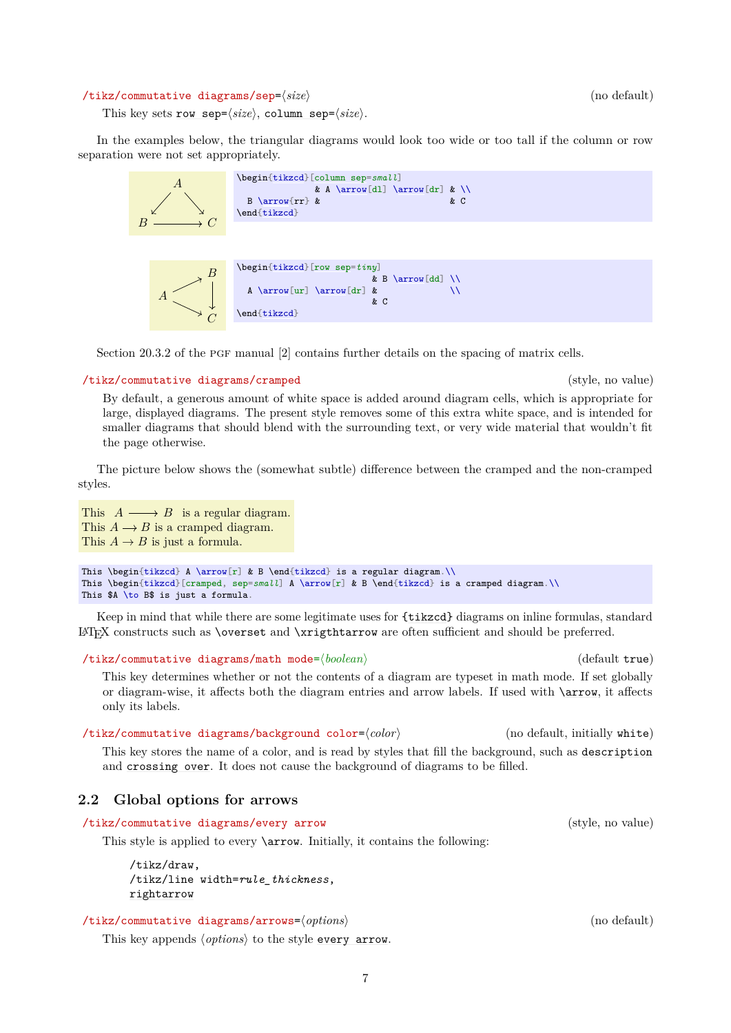/tikz/commutative diagrams/sep=⟨*size*⟩ (no default)

This key sets `row sep=`⟨*size*⟩, `column sep=`⟨*size*⟩.

In the examples below, the triangular diagrams would look too wide or too tall if the column or row separation were not set appropriately.

```
\begin{tikzcd}[column sep=small]
              & A \arrow[dl] \arrow[dr] & \\
  B \arrow{rr} &                        & C
\end{tikzcd}
```

```
\begin{tikzcd}[row sep=tiny]
                              & B \arrow[dd] \\
  A \arrow[ur] \arrow[dr] &              \\
                              & C
\end{tikzcd}
```

Section 20.3.2 of the PGF manual [2] contains further details on the spacing of matrix cells.

/tikz/commutative diagrams/cramped (style, no value)

By default, a generous amount of white space is added around diagram cells, which is appropriate for large, displayed diagrams. The present style removes some of this extra white space, and is intended for smaller diagrams that should blend with the surrounding text, or very wide material that wouldn't fit the page otherwise.

The picture below shows the (somewhat subtle) difference between the cramped and the non-cramped styles.

This $A \longrightarrow B$ is a regular diagram.
This $A \longrightarrow B$ is a cramped diagram.
This $A \to B$ is just a formula.

```
This \begin{tikzcd} A \arrow[r] & B \end{tikzcd} is a regular diagram.\\
This \begin{tikzcd}[cramped, sep=small] A \arrow[r] & B \end{tikzcd} is a cramped diagram.\\
This $A \to B$ is just a formula.
```

Keep in mind that while there are some legitimate uses for `{tikzcd}` diagrams on inline formulas, standard LaTeX constructs such as `\overset` and `\xrigthtarrow` are often sufficient and should be preferred.

/tikz/commutative diagrams/math mode=⟨*boolean*⟩ (default `true`)

This key determines whether or not the contents of a diagram are typeset in math mode. If set globally or diagram-wise, it affects both the diagram entries and arrow labels. If used with `\arrow`, it affects only its labels.

/tikz/commutative diagrams/background color=⟨*color*⟩ (no default, initially `white`)

This key stores the name of a color, and is read by styles that fill the background, such as `description` and `crossing over`. It does not cause the background of diagrams to be filled.

## 2.2 Global options for arrows

/tikz/commutative diagrams/every arrow (style, no value)

This style is applied to every `\arrow`. Initially, it contains the following:

```
/tikz/draw,
/tikz/line width=rule_thickness,
rightarrow
```

/tikz/commutative diagrams/arrows=⟨*options*⟩ (no default)

This key appends ⟨*options*⟩ to the style `every arrow`.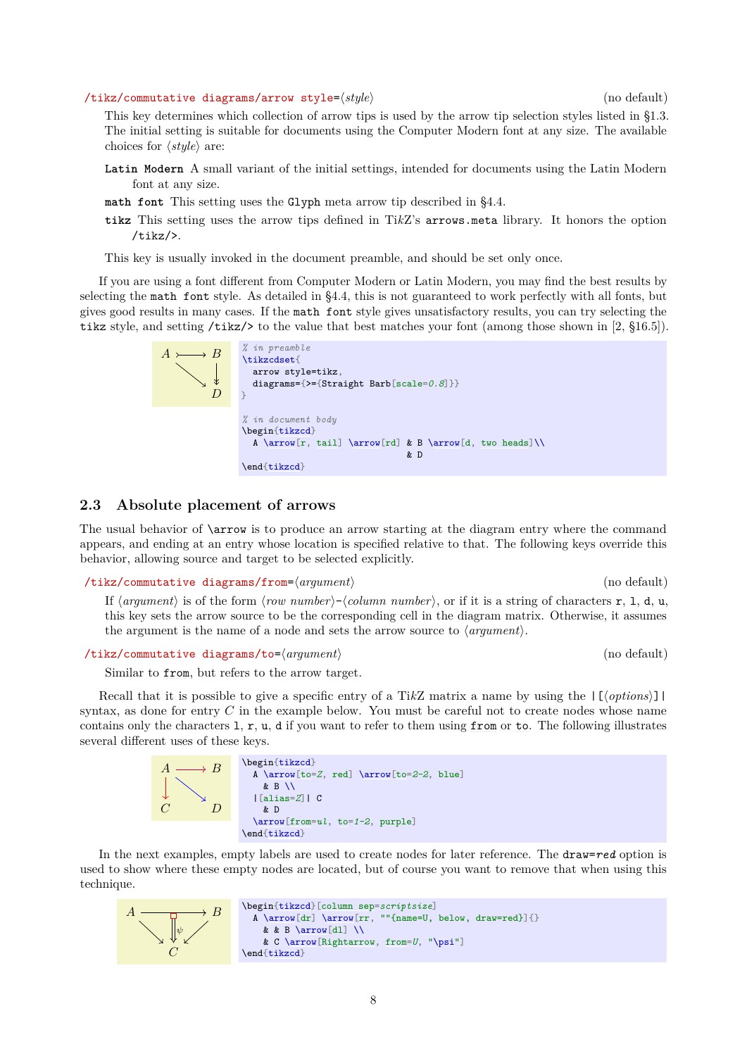`/tikz/commutative diagrams/arrow style`=⟨*style*⟩ (no default)

This key determines which collection of arrow tips is used by the arrow tip selection styles listed in §1.3. The initial setting is suitable for documents using the Computer Modern font at any size. The available choices for ⟨*style*⟩ are:

**`Latin Modern`** A small variant of the initial settings, intended for documents using the Latin Modern font at any size.

**`math font`** This setting uses the `Glyph` meta arrow tip described in §4.4.

**`tikz`** This setting uses the arrow tips defined in Ti*k*Z's `arrows.meta` library. It honors the option `/tikz/>`.

This key is usually invoked in the document preamble, and should be set only once.

If you are using a font different from Computer Modern or Latin Modern, you may find the best results by selecting the `math font` style. As detailed in §4.4, this is not guaranteed to work perfectly with all fonts, but gives good results in many cases. If the `math font` style gives unsatisfactory results, you can try selecting the `tikz` style, and setting `/tikz/>` to the value that best matches your font (among those shown in [2, §16.5]).

```
% in preamble
\tikzcdset{
  arrow style=tikz,
  diagrams={>={Straight Barb[scale=0.8]}}
}

% in document body
\begin{tikzcd}
  A \arrow[r, tail] \arrow[rd] & B \arrow[d, two heads]\\
                                & D
\end{tikzcd}
```

## 2.3 Absolute placement of arrows

The usual behavior of `\arrow` is to produce an arrow starting at the diagram entry where the command appears, and ending at an entry whose location is specified relative to that. The following keys override this behavior, allowing source and target to be selected explicitly.

`/tikz/commutative diagrams/from`=⟨*argument*⟩ (no default)

If ⟨*argument*⟩ is of the form ⟨*row number*⟩-⟨*column number*⟩, or if it is a string of characters `r`, `l`, `d`, `u`, this key sets the arrow source to be the corresponding cell in the diagram matrix. Otherwise, it assumes the argument is the name of a node and sets the arrow source to ⟨*argument*⟩.

`/tikz/commutative diagrams/to`=⟨*argument*⟩ (no default)

Similar to `from`, but refers to the arrow target.

Recall that it is possible to give a specific entry of a Ti*k*Z matrix a name by using the `|[`⟨*options*⟩`]|` syntax, as done for entry $C$ in the example below. You must be careful not to create nodes whose name contains only the characters `l`, `r`, `u`, `d` if you want to refer to them using `from` or `to`. The following illustrates several different uses of these keys.

```
\begin{tikzcd}
  A \arrow[to=Z, red] \arrow[to=2-2, blue]
    & B \\
  |[alias=Z]| C
    & D
  \arrow[from=ul, to=1-2, purple]
\end{tikzcd}
```

In the next examples, empty labels are used to create nodes for later reference. The `draw=red` option is used to show where these empty nodes are located, but of course you want to remove that when using this technique.

```
\begin{tikzcd}[column sep=scriptsize]
  A \arrow[dr] \arrow[rr, ""{name=U, below, draw=red}]{}
    & & B \arrow[dl] \\
    & C \arrow[Rightarrow, from=U, "\psi"]
\end{tikzcd}
```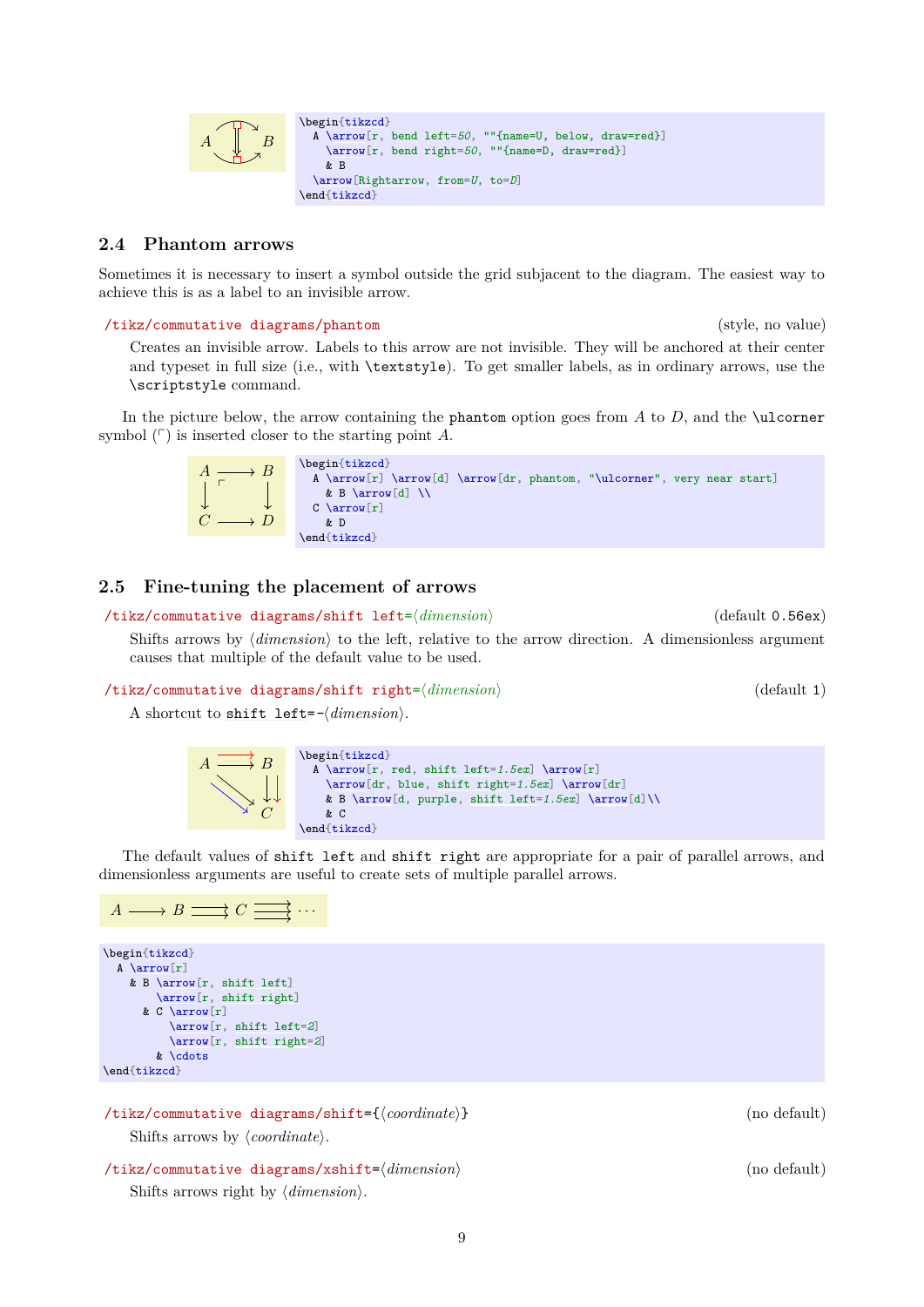```
\begin{tikzcd}
  A \arrow[r, bend left=50, ""{name=U, below, draw=red}]
    \arrow[r, bend right=50, ""{name=D, draw=red}]
    & B
  \arrow[Rightarrow, from=U, to=D]
\end{tikzcd}
```

## 2.4 Phantom arrows

Sometimes it is necessary to insert a symbol outside the grid subjacent to the diagram. The easiest way to achieve this is as a label to an invisible arrow.

`/tikz/commutative diagrams/phantom` (style, no value)

Creates an invisible arrow. Labels to this arrow are not invisible. They will be anchored at their center and typeset in full size (i.e., with `\textstyle`). To get smaller labels, as in ordinary arrows, use the `\scriptstyle` command.

In the picture below, the arrow containing the `phantom` option goes from $A$ to $D$, and the `\ulcorner` symbol ($\ulcorner$) is inserted closer to the starting point $A$.

```
\begin{tikzcd}
  A \arrow[r] \arrow[d] \arrow[dr, phantom, "\ulcorner", very near start]
    & B \arrow[d] \\
  C \arrow[r]
    & D
\end{tikzcd}
```

## 2.5 Fine-tuning the placement of arrows

`/tikz/commutative diagrams/shift left=`⟨*dimension*⟩ (default `0.56ex`)

Shifts arrows by ⟨*dimension*⟩ to the left, relative to the arrow direction. A dimensionless argument causes that multiple of the default value to be used.

`/tikz/commutative diagrams/shift right=`⟨*dimension*⟩ (default `1`)

A shortcut to `shift left=-`⟨*dimension*⟩.

```
\begin{tikzcd}
  A \arrow[r, red, shift left=1.5ex] \arrow[r]
    \arrow[dr, blue, shift right=1.5ex] \arrow[dr]
    & B \arrow[d, purple, shift left=1.5ex] \arrow[d]\\
    & C
\end{tikzcd}
```

The default values of `shift left` and `shift right` are appropriate for a pair of parallel arrows, and dimensionless arguments are useful to create sets of multiple parallel arrows.

```
\begin{tikzcd}
  A \arrow[r]
    & B \arrow[r, shift left]
        \arrow[r, shift right]
      & C \arrow[r]
          \arrow[r, shift left=2]
          \arrow[r, shift right=2]
        & \cdots
\end{tikzcd}
```

`/tikz/commutative diagrams/shift={`⟨*coordinate*⟩`}` (no default)

Shifts arrows by ⟨*coordinate*⟩.

`/tikz/commutative diagrams/xshift=`⟨*dimension*⟩ (no default)

Shifts arrows right by ⟨*dimension*⟩.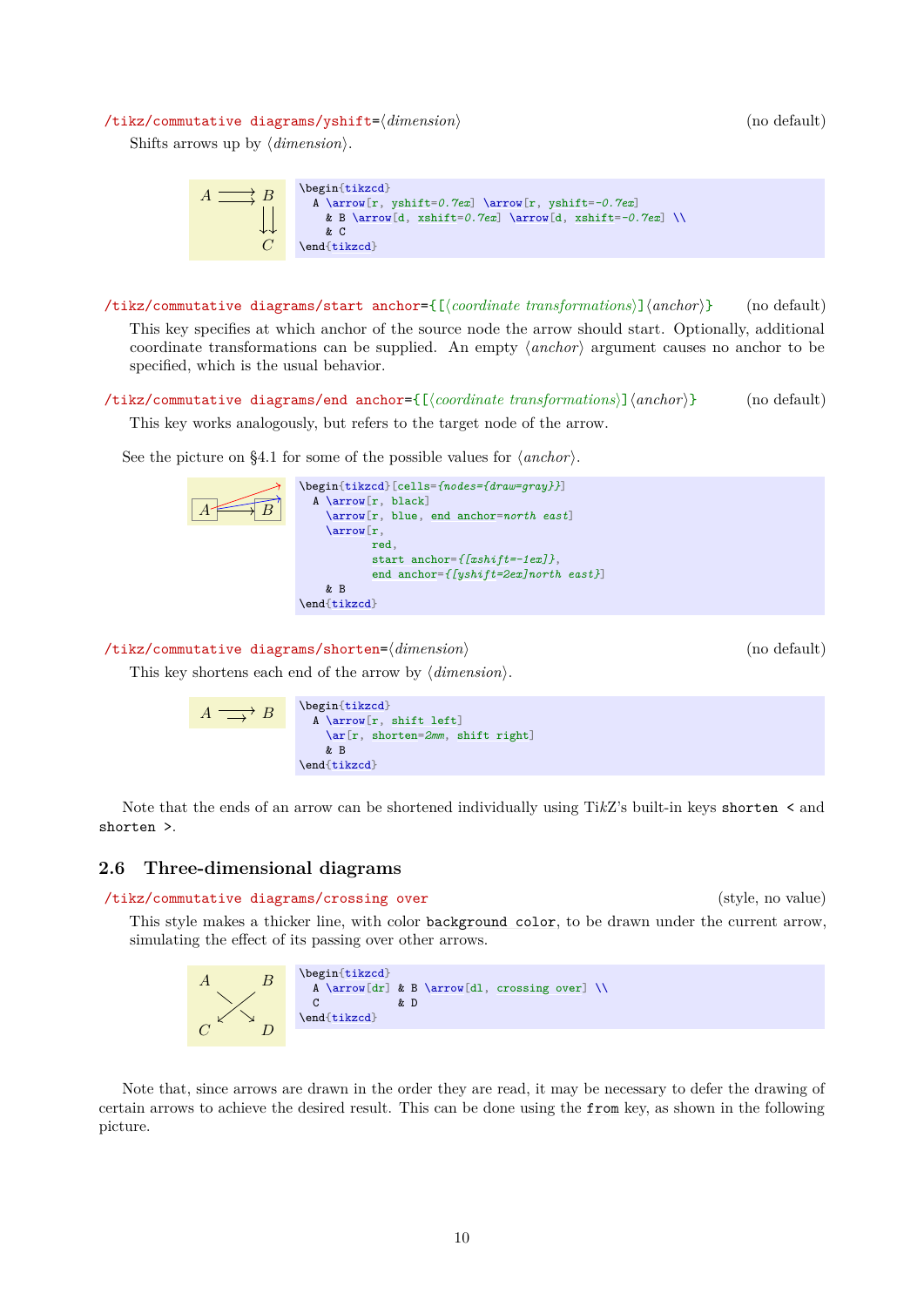/tikz/commutative diagrams/yshift=⟨*dimension*⟩ (no default)

Shifts arrows up by ⟨*dimension*⟩.

```
\begin{tikzcd}
  A \arrow[r, yshift=0.7ex] \arrow[r, yshift=-0.7ex]
    & B \arrow[d, xshift=0.7ex] \arrow[d, xshift=-0.7ex] \\
    & C
\end{tikzcd}
```

/tikz/commutative diagrams/start anchor={[⟨*coordinate transformations*⟩]⟨*anchor*⟩} (no default)

This key specifies at which anchor of the source node the arrow should start. Optionally, additional coordinate transformations can be supplied. An empty ⟨*anchor*⟩ argument causes no anchor to be specified, which is the usual behavior.

/tikz/commutative diagrams/end anchor={[⟨*coordinate transformations*⟩]⟨*anchor*⟩} (no default)

This key works analogously, but refers to the target node of the arrow.

See the picture on §4.1 for some of the possible values for ⟨*anchor*⟩.

```
\begin{tikzcd}[cells={nodes={draw=gray}}]
  A \arrow[r, black]
    \arrow[r, blue, end anchor=north east]
    \arrow[r,
           red,
           start anchor={[xshift=-1ex]},
           end anchor={[yshift=2ex]north east}]
    & B
\end{tikzcd}
```

/tikz/commutative diagrams/shorten=⟨*dimension*⟩ (no default)

This key shortens each end of the arrow by ⟨*dimension*⟩.

```
\begin{tikzcd}
  A \arrow[r, shift left]
    \ar[r, shorten=2mm, shift right]
    & B
\end{tikzcd}
```

Note that the ends of an arrow can be shortened individually using Ti*k*Z's built-in keys `shorten <` and `shorten >`.

## 2.6 Three-dimensional diagrams

/tikz/commutative diagrams/crossing over (style, no value)

This style makes a thicker line, with color `background color`, to be drawn under the current arrow, simulating the effect of its passing over other arrows.

```
\begin{tikzcd}
  A \arrow[dr] & B \arrow[dl, crossing over] \\
  C            & D
\end{tikzcd}
```

Note that, since arrows are drawn in the order they are read, it may be necessary to defer the drawing of certain arrows to achieve the desired result. This can be done using the `from` key, as shown in the following picture.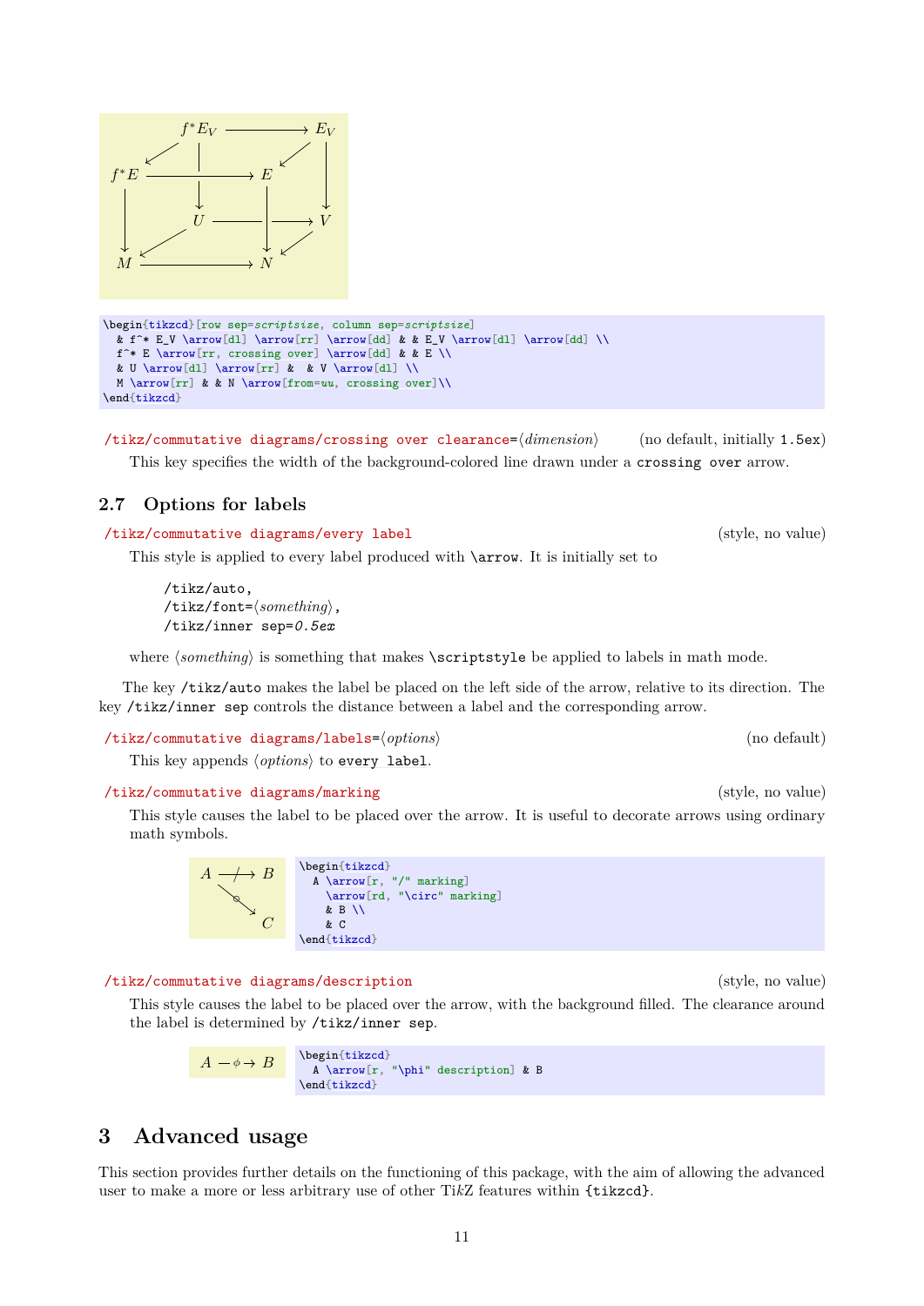```
\begin{tikzcd}[row sep=scriptsize, column sep=scriptsize]
  & f^* E_V \arrow[dl] \arrow[rr] \arrow[dd] & & E_V \arrow[dl] \arrow[dd] \\
  f^* E \arrow[rr, crossing over] \arrow[dd] & & E \\
  & U \arrow[dl] \arrow[rr] &  & V \arrow[dl] \\
  M \arrow[rr] & & N \arrow[from=uu, crossing over]\\
\end{tikzcd}
```

/tikz/commutative diagrams/crossing over clearance=⟨*dimension*⟩ (no default, initially `1.5ex`)

This key specifies the width of the background-colored line drawn under a `crossing over` arrow.

## 2.7 Options for labels

/tikz/commutative diagrams/every label (style, no value)

This style is applied to every label produced with `\arrow`. It is initially set to

```
/tikz/auto,
/tikz/font=⟨something⟩,
/tikz/inner sep=0.5ex
```

where ⟨*something*⟩ is something that makes `\scriptstyle` be applied to labels in math mode.

The key `/tikz/auto` makes the label be placed on the left side of the arrow, relative to its direction. The key `/tikz/inner sep` controls the distance between a label and the corresponding arrow.

/tikz/commutative diagrams/labels=⟨*options*⟩ (no default)

This key appends ⟨*options*⟩ to `every label`.

/tikz/commutative diagrams/marking (style, no value)

This style causes the label to be placed over the arrow. It is useful to decorate arrows using ordinary math symbols.

```
\begin{tikzcd}
  A \arrow[r, "/" marking]
    \arrow[rd, "\circ" marking]
    & B \\
    & C
\end{tikzcd}
```

/tikz/commutative diagrams/description (style, no value)

This style causes the label to be placed over the arrow, with the background filled. The clearance around the label is determined by `/tikz/inner sep`.

```
\begin{tikzcd}
  A \arrow[r, "\phi" description] & B
\end{tikzcd}
```

# 3 Advanced usage

This section provides further details on the functioning of this package, with the aim of allowing the advanced user to make a more or less arbitrary use of other TikZ features within `{tikzcd}`.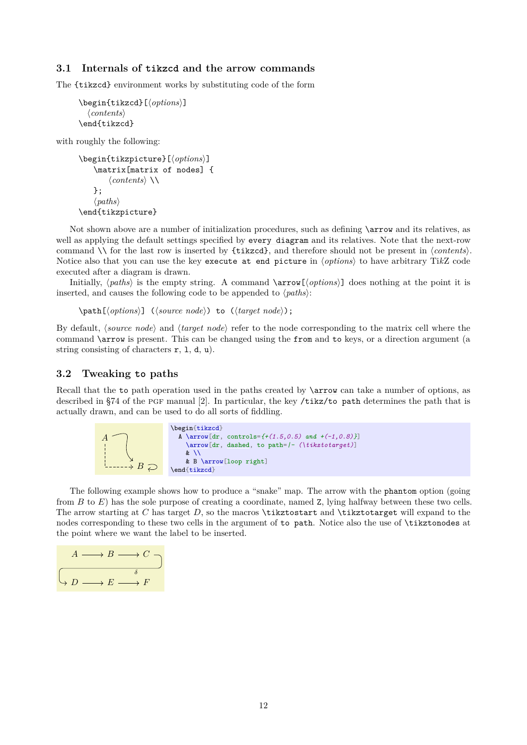## 3.1 Internals of tikzcd and the arrow commands

The {tikzcd} environment works by substituting code of the form

```
\begin{tikzcd}[⟨options⟩]
  ⟨contents⟩
\end{tikzcd}
```

with roughly the following:

```
\begin{tikzpicture}[⟨options⟩]
    \matrix[matrix of nodes] {
        ⟨contents⟩ \\
    };
    ⟨paths⟩
\end{tikzpicture}
```

Not shown above are a number of initialization procedures, such as defining `\arrow` and its relatives, as well as applying the default settings specified by `every diagram` and its relatives. Note that the next-row command `\\` for the last row is inserted by {tikzcd}, and therefore should not be present in ⟨*contents*⟩. Notice also that you can use the key `execute at end picture` in ⟨*options*⟩ to have arbitrary Ti*k*Z code executed after a diagram is drawn.

Initially, ⟨*paths*⟩ is the empty string. A command `\arrow[⟨options⟩]` does nothing at the point it is inserted, and causes the following code to be appended to ⟨*paths*⟩:

```
\path[⟨options⟩] (⟨source node⟩) to (⟨target node⟩);
```

By default, ⟨*source node*⟩ and ⟨*target node*⟩ refer to the node corresponding to the matrix cell where the command `\arrow` is present. This can be changed using the `from` and `to` keys, or a direction argument (a string consisting of characters `r`, `l`, `d`, `u`).

## 3.2 Tweaking to paths

Recall that the `to` path operation used in the paths created by `\arrow` can take a number of options, as described in §74 of the PGF manual [2]. In particular, the key `/tikz/to path` determines the path that is actually drawn, and can be used to do all sorts of fiddling.

```
\begin{tikzcd}
  A \arrow[dr, controls={+(1.5,0.5) and +(-1,0.8)}]
    \arrow[dr, dashed, to path=|- (\tikztotarget)]
    & \\
    & B \arrow[loop right]
\end{tikzcd}
```

The following example shows how to produce a "snake" map. The arrow with the `phantom` option (going from $B$ to $E$) has the sole purpose of creating a coordinate, named `Z`, lying halfway between these two cells. The arrow starting at $C$ has target $D$, so the macros `\tikztostart` and `\tikztotarget` will expand to the nodes corresponding to these two cells in the argument of `to path`. Notice also the use of `\tikztonodes` at the point where we want the label to be inserted.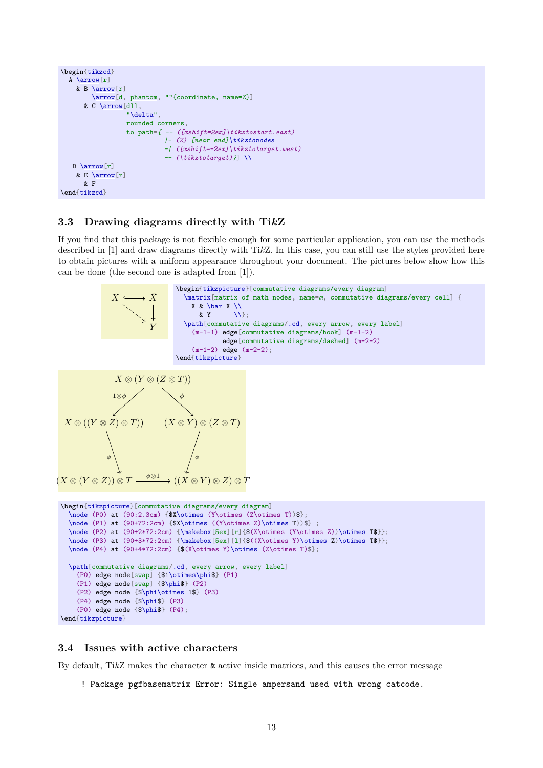```
\begin{tikzcd}
  A \arrow[r]
    & B \arrow[r]
        \arrow[d, phantom, ""{coordinate, name=Z}]
      & C \arrow[dll,
                 "\delta",
                 rounded corners,
                 to path={ -- ([xshift=2ex]\tikztostart.east)
                           |- (Z) [near end]\tikztonodes
                           -| ([xshift=-2ex]\tikztotarget.west)
                           -- (\tikztotarget)}] \\
   D \arrow[r]
    & E \arrow[r]
      & F
\end{tikzcd}
```

### 3.3 Drawing diagrams directly with TikZ

If you find that this package is not flexible enough for some particular application, you can use the methods described in [1] and draw diagrams directly with TikZ. In this case, you can still use the styles provided here to obtain pictures with a uniform appearance throughout your document. The pictures below show how this can be done (the second one is adapted from [1]).

```
\begin{tikzpicture}[commutative diagrams/every diagram]
  \matrix[matrix of math nodes, name=m, commutative diagrams/every cell] {
    X & \bar X \\
      & Y      \\};
  \path[commutative diagrams/.cd, every arrow, every label]
    (m-1-1) edge[commutative diagrams/hook] (m-1-2)
            edge[commutative diagrams/dashed] (m-2-2)
    (m-1-2) edge (m-2-2);
\end{tikzpicture}
```

```
\begin{tikzpicture}[commutative diagrams/every diagram]
  \node (P0) at (90:2.3cm) {$X\otimes (Y\otimes (Z\otimes T))$};
  \node (P1) at (90+72:2cm) {$X\otimes ((Y\otimes Z)\otimes T))$} ;
  \node (P2) at (90+2*72:2cm) {\makebox[5ex][r]{$(X\otimes (Y\otimes Z))\otimes T$}};
  \node (P3) at (90+3*72:2cm) {\makebox[5ex][l]{$((X\otimes Y)\otimes Z)\otimes T$}};
  \node (P4) at (90+4*72:2cm) {$(X\otimes Y)\otimes (Z\otimes T)$};

  \path[commutative diagrams/.cd, every arrow, every label]
    (P0) edge node[swap] {$1\otimes\phi$} (P1)
    (P1) edge node[swap] {$\phi$} (P2)
    (P2) edge node {$\phi\otimes 1$} (P3)
    (P4) edge node {$\phi$} (P3)
    (P0) edge node {$\phi$} (P4);
\end{tikzpicture}
```

### 3.4 Issues with active characters

By default, TikZ makes the character & active inside matrices, and this causes the error message

```
! Package pgfbasematrix Error: Single ampersand used with wrong catcode.
```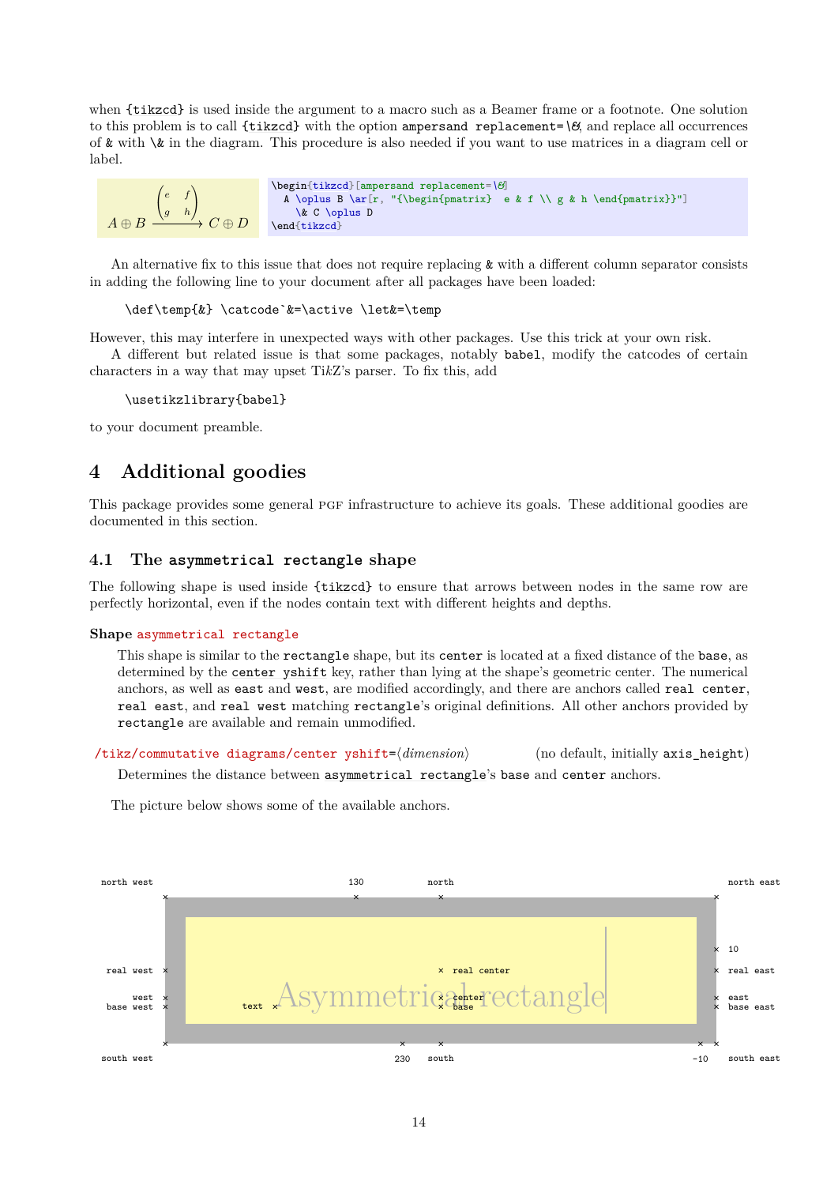when {tikzcd} is used inside the argument to a macro such as a Beamer frame or a footnote. One solution to this problem is to call {tikzcd} with the option `ampersand replacement=\&`, and replace all occurrences of & with \& in the diagram. This procedure is also needed if you want to use matrices in a diagram cell or label.

$$A \oplus B \xrightarrow{\begin{pmatrix} e & f \\ g & h \end{pmatrix}} C \oplus D$$

```
\begin{tikzcd}[ampersand replacement=\&]
  A \oplus B \ar[r, "{\begin{pmatrix}  e & f \\ g & h \end{pmatrix}}"]
    \& C \oplus D
\end{tikzcd}
```

An alternative fix to this issue that does not require replacing & with a different column separator consists in adding the following line to your document after all packages have been loaded:

```
\def\temp{&} \catcode`&=\active \let&=\temp
```

However, this may interfere in unexpected ways with other packages. Use this trick at your own risk.

A different but related issue is that some packages, notably babel, modify the catcodes of certain characters in a way that may upset Ti*k*Z's parser. To fix this, add

```
\usetikzlibrary{babel}
```

to your document preamble.

# 4 Additional goodies

This package provides some general PGF infrastructure to achieve its goals. These additional goodies are documented in this section.

## 4.1 The asymmetrical rectangle shape

The following shape is used inside {tikzcd} to ensure that arrows between nodes in the same row are perfectly horizontal, even if the nodes contain text with different heights and depths.

**Shape** `asymmetrical rectangle`

This shape is similar to the `rectangle` shape, but its `center` is located at a fixed distance of the `base`, as determined by the `center yshift` key, rather than lying at the shape's geometric center. The numerical anchors, as well as `east` and `west`, are modified accordingly, and there are anchors called `real center`, `real east`, and `real west` matching `rectangle`'s original definitions. All other anchors provided by `rectangle` are available and remain unmodified.

`/tikz/commutative diagrams/center yshift=`⟨*dimension*⟩ (no default, initially `axis_height`)

Determines the distance between `asymmetrical_rectangle`'s `base` and `center` anchors.

The picture below shows some of the available anchors.

north west | 130 | north | north east | 10 | real west | real center | real east | west | base west | text | Asymmetrical rectangle | center | base | east | base east | south west | 230 | south | -10 | south east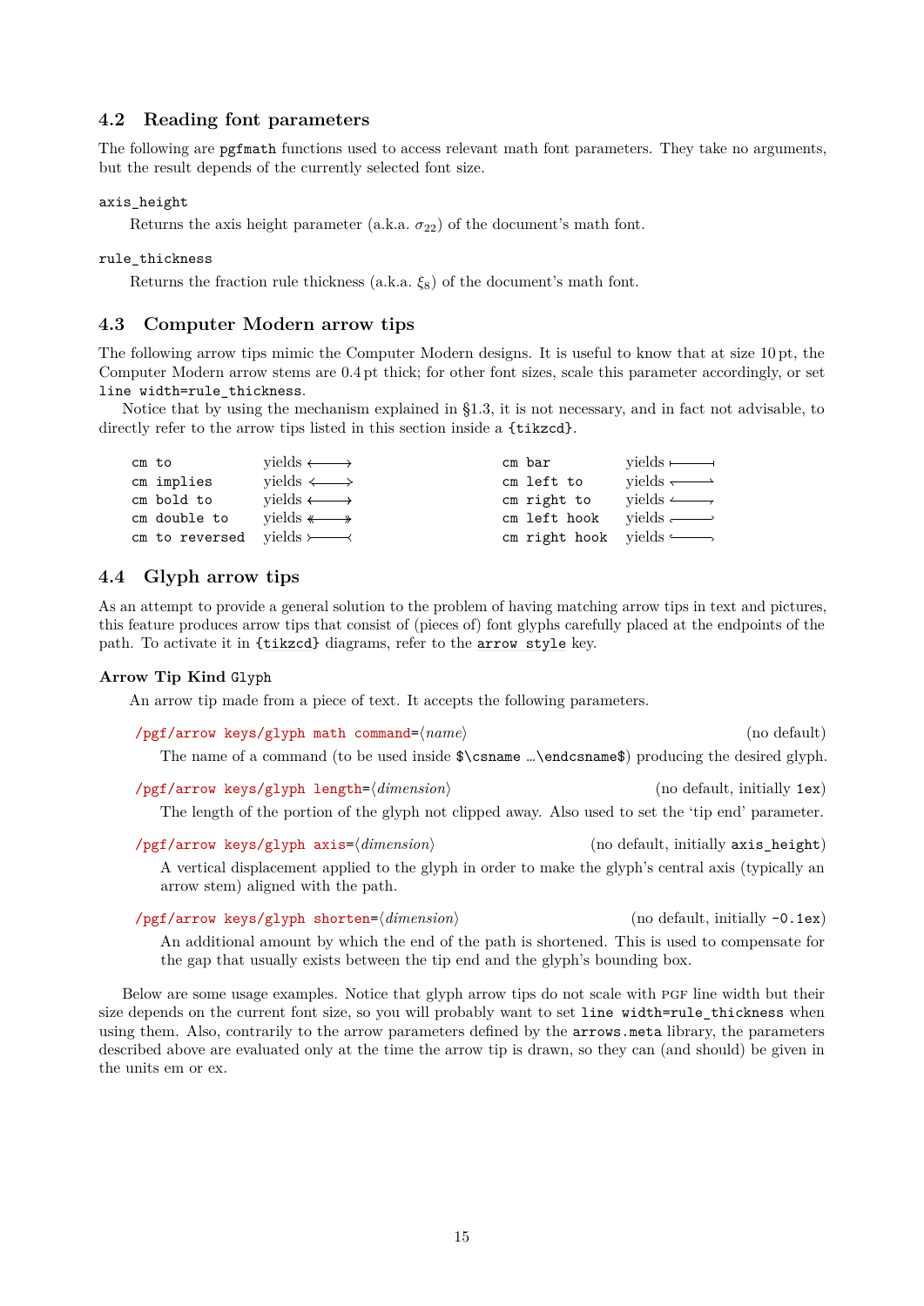## 4.2 Reading font parameters

The following are `pgfmath` functions used to access relevant math font parameters. They take no arguments, but the result depends of the currently selected font size.

`axis_height`

Returns the axis height parameter (a.k.a. $\sigma_{22}$) of the document's math font.

`rule_thickness`

Returns the fraction rule thickness (a.k.a. $\xi_8$) of the document's math font.

## 4.3 Computer Modern arrow tips

The following arrow tips mimic the Computer Modern designs. It is useful to know that at size 10 pt, the Computer Modern arrow stems are 0.4 pt thick; for other font sizes, scale this parameter accordingly, or set `line width=rule_thickness`.

Notice that by using the mechanism explained in §1.3, it is not necessary, and in fact not advisable, to directly refer to the arrow tips listed in this section inside a `{tikzcd}`.

| | | | |
|---|---|---|---|
| `cm to` | yields ⟵⟶ | `cm bar` | yields ⟼ |
| `cm implies` | yields ⟵⟶ | `cm left to` | yields ⟶ |
| `cm bold to` | yields ⟵⟶ | `cm right to` | yields ⟶ |
| `cm double to` | yields ↞⟶↠ | `cm left hook` | yields ⟶ |
| `cm to reversed` | yields ⤚⟶⤙ | `cm right hook` | yields ⟶ |

## 4.4 Glyph arrow tips

As an attempt to provide a general solution to the problem of having matching arrow tips in text and pictures, this feature produces arrow tips that consist of (pieces of) font glyphs carefully placed at the endpoints of the path. To activate it in `{tikzcd}` diagrams, refer to the `arrow style` key.

**Arrow Tip Kind** `Glyph`

An arrow tip made from a piece of text. It accepts the following parameters.

`/pgf/arrow keys/glyph math command=`⟨*name*⟩ (no default)

The name of a command (to be used inside `$\csname …\endcsname$`) producing the desired glyph.

`/pgf/arrow keys/glyph length=`⟨*dimension*⟩ (no default, initially `1ex`)

The length of the portion of the glyph not clipped away. Also used to set the 'tip end' parameter.

`/pgf/arrow keys/glyph axis=`⟨*dimension*⟩ (no default, initially `axis_height`)

A vertical displacement applied to the glyph in order to make the glyph's central axis (typically an arrow stem) aligned with the path.

`/pgf/arrow keys/glyph shorten=`⟨*dimension*⟩ (no default, initially `-0.1ex`)

An additional amount by which the end of the path is shortened. This is used to compensate for the gap that usually exists between the tip end and the glyph's bounding box.

Below are some usage examples. Notice that glyph arrow tips do not scale with PGF line width but their size depends on the current font size, so you will probably want to set `line width=rule_thickness` when using them. Also, contrarily to the arrow parameters defined by the `arrows.meta` library, the parameters described above are evaluated only at the time the arrow tip is drawn, so they can (and should) be given in the units em or ex.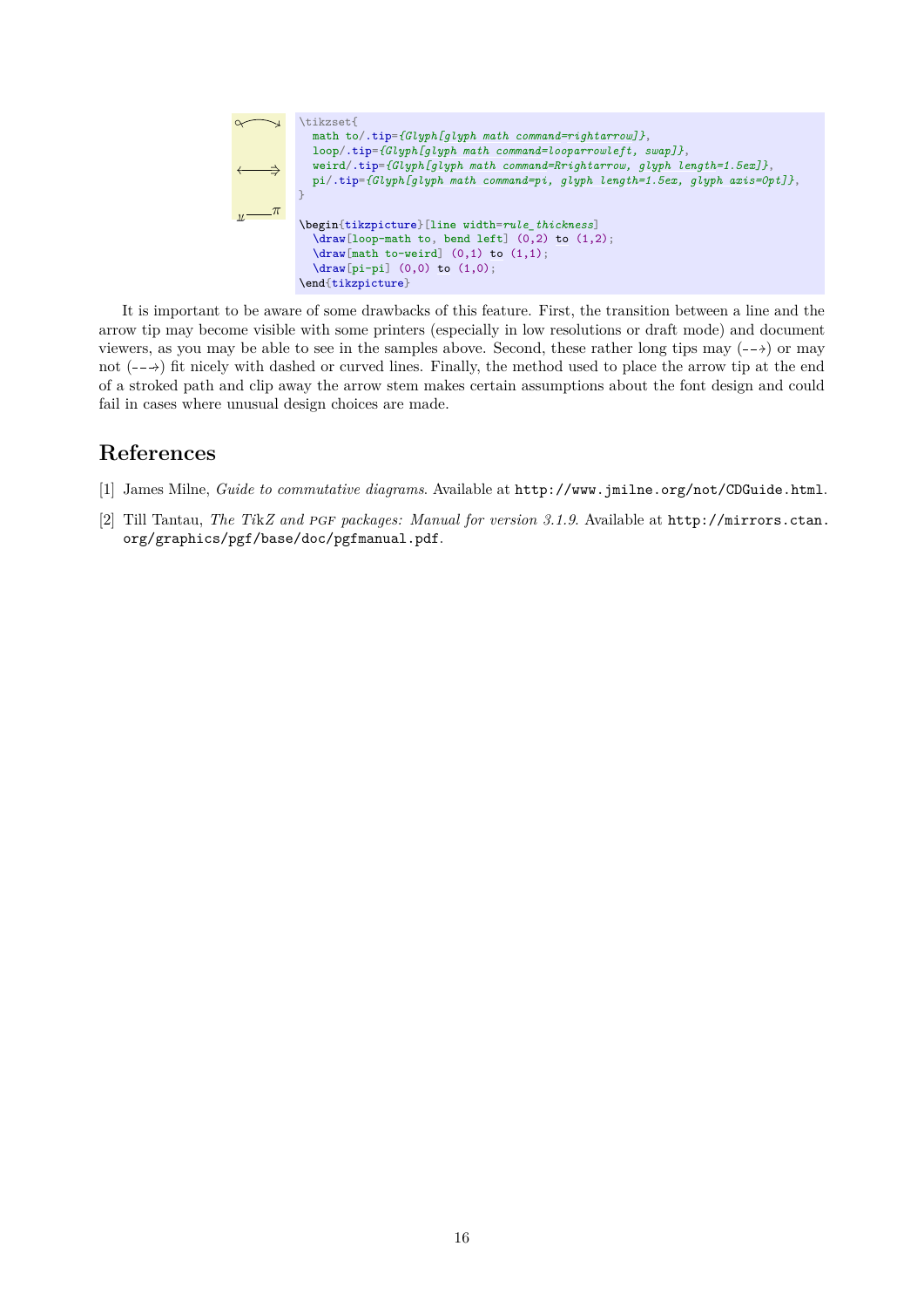```
\tikzset{
  math to/.tip={Glyph[glyph math command=rightarrow]},
  loop/.tip={Glyph[glyph math command=looparrowleft, swap]},
  weird/.tip={Glyph[glyph math command=Rrightarrow, glyph length=1.5ex]},
  pi/.tip={Glyph[glyph math command=pi, glyph length=1.5ex, glyph axis=0pt]},
}

\begin{tikzpicture}[line width=rule_thickness]
  \draw[loop-math to, bend left] (0,2) to (1,2);
  \draw[math to-weird] (0,1) to (1,1);
  \draw[pi-pi] (0,0) to (1,0);
\end{tikzpicture}
```

It is important to be aware of some drawbacks of this feature. First, the transition between a line and the arrow tip may become visible with some printers (especially in low resolutions or draft mode) and document viewers, as you may be able to see in the samples above. Second, these rather long tips may (- - →) or may not (- - →) fit nicely with dashed or curved lines. Finally, the method used to place the arrow tip at the end of a stroked path and clip away the arrow stem makes certain assumptions about the font design and could fail in cases where unusual design choices are made.

## References

[1] James Milne, *Guide to commutative diagrams*. Available at `http://www.jmilne.org/not/CDGuide.html`.

[2] Till Tantau, *The TikZ and PGF packages: Manual for version 3.1.9*. Available at `http://mirrors.ctan.org/graphics/pgf/base/doc/pgfmanual.pdf`.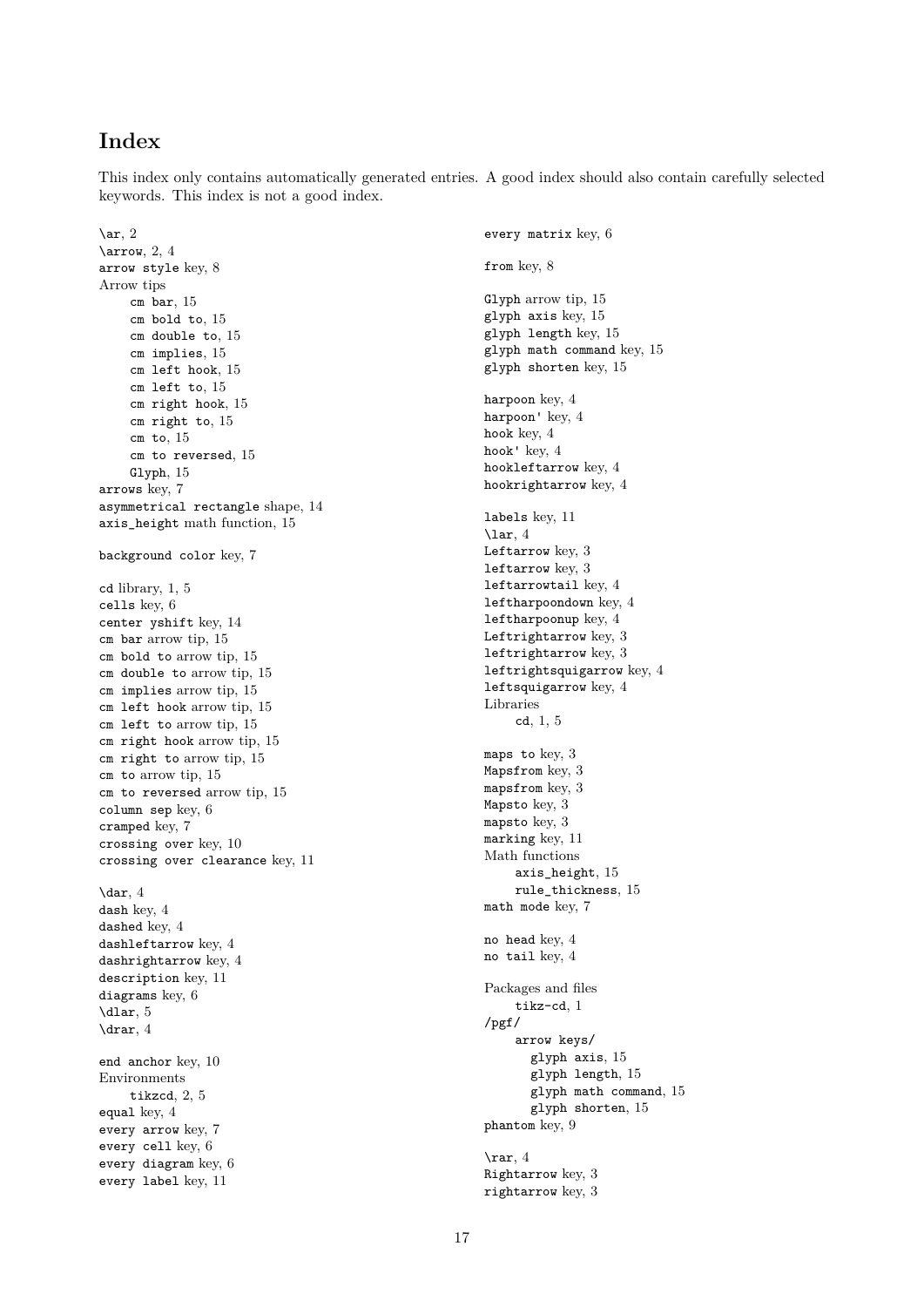# Index

This index only contains automatically generated entries. A good index should also contain carefully selected keywords. This index is not a good index.

\ar, 2
\arrow, 2, 4
arrow style key, 8
Arrow tips
- cm bar, 15
- cm bold to, 15
- cm double to, 15
- cm implies, 15
- cm left hook, 15
- cm left to, 15
- cm right hook, 15
- cm right to, 15
- cm to, 15
- cm to reversed, 15
- Glyph, 15

arrows key, 7
asymmetrical rectangle shape, 14
axis_height math function, 15

background color key, 7

cd library, 1, 5
cells key, 6
center yshift key, 14
cm bar arrow tip, 15
cm bold to arrow tip, 15
cm double to arrow tip, 15
cm implies arrow tip, 15
cm left hook arrow tip, 15
cm left to arrow tip, 15
cm right hook arrow tip, 15
cm right to arrow tip, 15
cm to arrow tip, 15
cm to reversed arrow tip, 15
column sep key, 6
cramped key, 7
crossing over key, 10
crossing over clearance key, 11

\dar, 4
dash key, 4
dashed key, 4
dashleftarrow key, 4
dashrightarrow key, 4
description key, 11
diagrams key, 6
\dlar, 5
\drar, 4

end anchor key, 10
Environments
- tikzcd, 2, 5

equal key, 4
every arrow key, 7
every cell key, 6
every diagram key, 6
every label key, 11

every matrix key, 6

from key, 8

Glyph arrow tip, 15
glyph axis key, 15
glyph length key, 15
glyph math command key, 15
glyph shorten key, 15

harpoon key, 4
harpoon' key, 4
hook key, 4
hook' key, 4
hookleftarrow key, 4
hookrightarrow key, 4

labels key, 11
\lar, 4
Leftarrow key, 3
leftarrow key, 3
leftarrowtail key, 4
leftharpoondown key, 4
leftharpoonup key, 4
Leftrightarrow key, 3
leftrightarrow key, 3
leftrightsquigarrow key, 4
leftsquigarrow key, 4
Libraries
- cd, 1, 5

maps to key, 3
Mapsfrom key, 3
mapsfrom key, 3
Mapsto key, 3
mapsto key, 3
marking key, 11
Math functions
- axis_height, 15
- rule_thickness, 15

math mode key, 7

no head key, 4
no tail key, 4

Packages and files
- tikz-cd, 1

/pgf/
- arrow keys/
  - glyph axis, 15
  - glyph length, 15
  - glyph math command, 15
  - glyph shorten, 15

phantom key, 9

\rar, 4
Rightarrow key, 3
rightarrow key, 3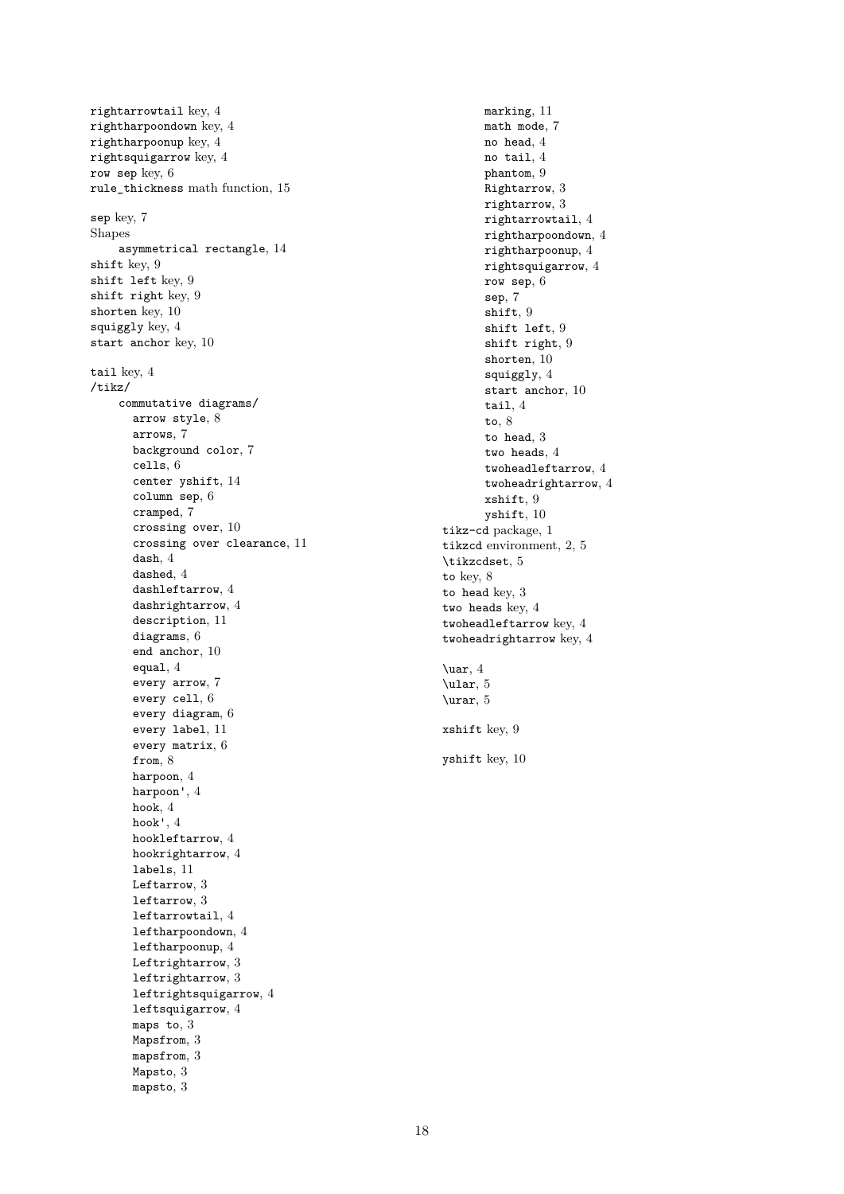rightarrowtail key, 4
rightharpoondown key, 4
rightharpoonup key, 4
rightsquigarrow key, 4
row sep key, 6
rule_thickness math function, 15

sep key, 7
Shapes
- asymmetrical rectangle, 14

shift key, 9
shift left key, 9
shift right key, 9
shorten key, 10
squiggly key, 4
start anchor key, 10

tail key, 4
/tikz/
- commutative diagrams/
  - arrow style, 8
  - arrows, 7
  - background color, 7
  - cells, 6
  - center yshift, 14
  - column sep, 6
  - cramped, 7
  - crossing over, 10
  - crossing over clearance, 11
  - dash, 4
  - dashed, 4
  - dashleftarrow, 4
  - dashrightarrow, 4
  - description, 11
  - diagrams, 6
  - end anchor, 10
  - equal, 4
  - every arrow, 7
  - every cell, 6
  - every diagram, 6
  - every label, 11
  - every matrix, 6
  - from, 8
  - harpoon, 4
  - harpoon', 4
  - hook, 4
  - hook', 4
  - hookleftarrow, 4
  - hookrightarrow, 4
  - labels, 11
  - Leftarrow, 3
  - leftarrow, 3
  - leftarrowtail, 4
  - leftharpoondown, 4
  - leftharpoonup, 4
  - Leftrightarrow, 3
  - leftrightarrow, 3
  - leftrightsquigarrow, 4
  - leftsquigarrow, 4
  - maps to, 3
  - Mapsfrom, 3
  - mapsfrom, 3
  - Mapsto, 3
  - mapsto, 3
  - marking, 11
  - math mode, 7
  - no head, 4
  - no tail, 4
  - phantom, 9
  - Rightarrow, 3
  - rightarrow, 3
  - rightarrowtail, 4
  - rightharpoondown, 4
  - rightharpoonup, 4
  - rightsquigarrow, 4
  - row sep, 6
  - sep, 7
  - shift, 9
  - shift left, 9
  - shift right, 9
  - shorten, 10
  - squiggly, 4
  - start anchor, 10
  - tail, 4
  - to, 8
  - to head, 3
  - two heads, 4
  - twoheadleftarrow, 4
  - twoheadrightarrow, 4
  - xshift, 9
  - yshift, 10

tikz-cd package, 1
tikzcd environment, 2, 5
\tikzcdset, 5
to key, 8
to head key, 3
two heads key, 4
twoheadleftarrow key, 4
twoheadrightarrow key, 4

\uar, 4
\ular, 5
\urar, 5

xshift key, 9

yshift key, 10